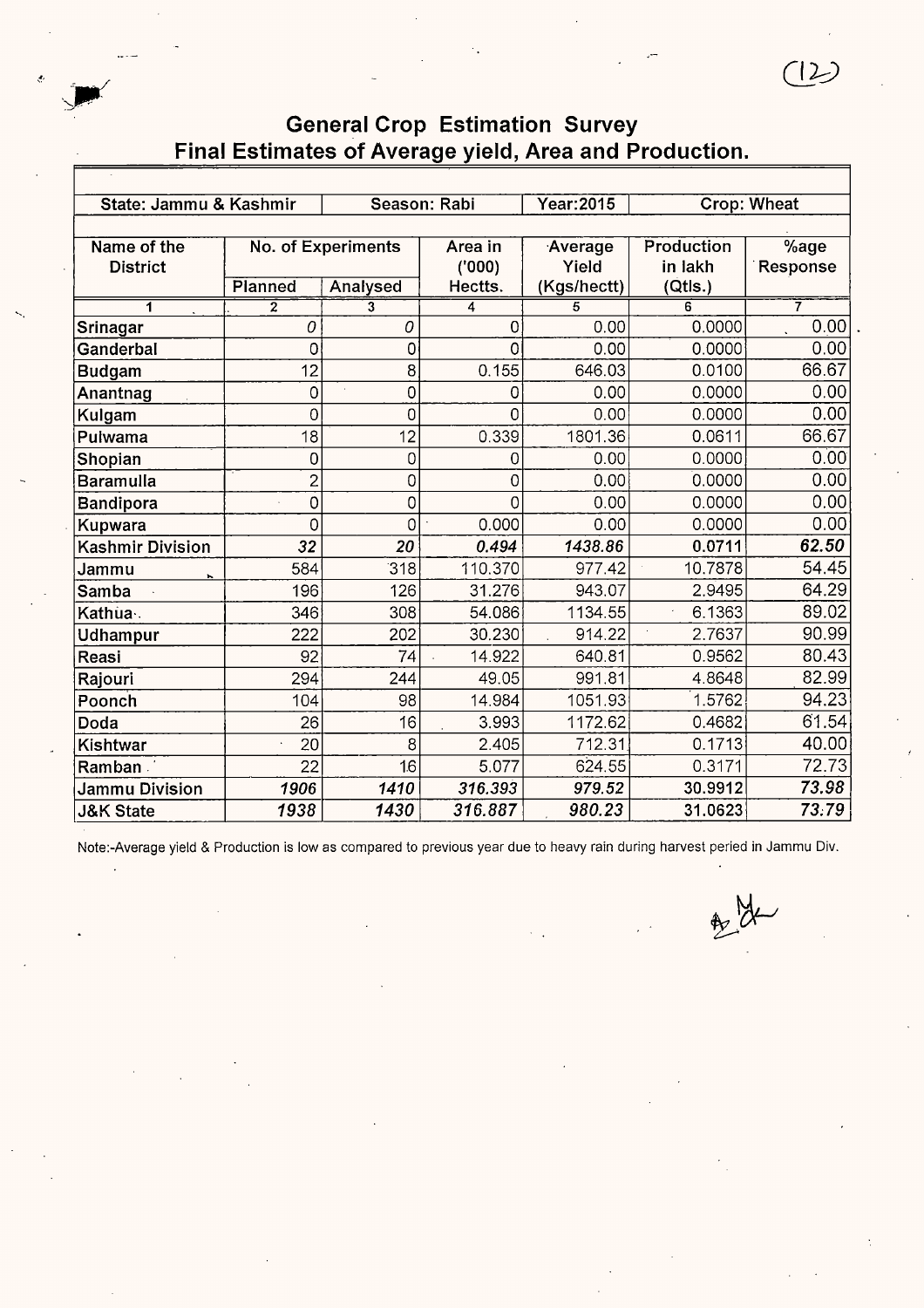# General Crop Estimation Survey
## Final Estimates of Average yield, Area and Production.

| State: Jammu & Kashmir | | Season: Rabi | Year:2015 | Crop: Wheat | |
|---|---|---|---|---|---|
| **Name of the District** | **No. of Experiments** | | **Area in ('000) Hectts.** | **Average Yield (Kgs/hectt)** | **Production in lakh (Qtls.)** | **%age Response** |

| Name of the District | No. of Experiments Planned | No. of Experiments Analysed | Area in ('000) Hectts. | Average Yield (Kgs/hectt) | Production in lakh (Qtls.) | %age Response |
|---|---|---|---|---|---|---|
| 1 | 2 | 3 | 4 | 5 | 6 | 7 |
| Srinagar | 0 | 0 | 0 | 0.00 | 0.0000 | 0.00 |
| Ganderbal | 0 | 0 | 0 | 0.00 | 0.0000 | 0.00 |
| Budgam | 12 | 8 | 0.155 | 646.03 | 0.0100 | 66.67 |
| Anantnag | 0 | 0 | 0 | 0.00 | 0.0000 | 0.00 |
| Kulgam | 0 | 0 | 0 | 0.00 | 0.0000 | 0.00 |
| Pulwama | 18 | 12 | 0.339 | 1801.36 | 0.0611 | 66.67 |
| Shopian | 0 | 0 | 0 | 0.00 | 0.0000 | 0.00 |
| Baramulla | 2 | 0 | 0 | 0.00 | 0.0000 | 0.00 |
| Bandipora | 0 | 0 | 0 | 0.00 | 0.0000 | 0.00 |
| Kupwara | 0 | 0 | 0.000 | 0.00 | 0.0000 | 0.00 |
| **Kashmir Division** | ***32*** | ***20*** | ***0.494*** | ***1438.86*** | **0.0711** | ***62.50*** |
| Jammu | 584 | 318 | 110.370 | 977.42 | 10.7878 | 54.45 |
| Samba | 196 | 126 | 31.276 | 943.07 | 2.9495 | 64.29 |
| Kathua | 346 | 308 | 54.086 | 1134.55 | 6.1363 | 89.02 |
| Udhampur | 222 | 202 | 30.230 | 914.22 | 2.7637 | 90.99 |
| Reasi | 92 | 74 | 14.922 | 640.81 | 0.9562 | 80.43 |
| Rajouri | 294 | 244 | 49.05 | 991.81 | 4.8648 | 82.99 |
| Poonch | 104 | 98 | 14.984 | 1051.93 | 1.5762 | 94.23 |
| Doda | 26 | 16 | 3.993 | 1172.62 | 0.4682 | 61.54 |
| Kishtwar | 20 | 8 | 2.405 | 712.31 | 0.1713 | 40.00 |
| Ramban | 22 | 16 | 5.077 | 624.55 | 0.3171 | 72.73 |
| **Jammu Division** | ***1906*** | ***1410*** | ***316.393*** | ***979.52*** | **30.9912** | ***73.98*** |
| **J&K State** | ***1938*** | ***1430*** | ***316.887*** | ***980.23*** | **31.0623** | ***73.79*** |

Note:-Average yield & Production is low as compared to previous year due to heavy rain during harvest peried in Jammu Div.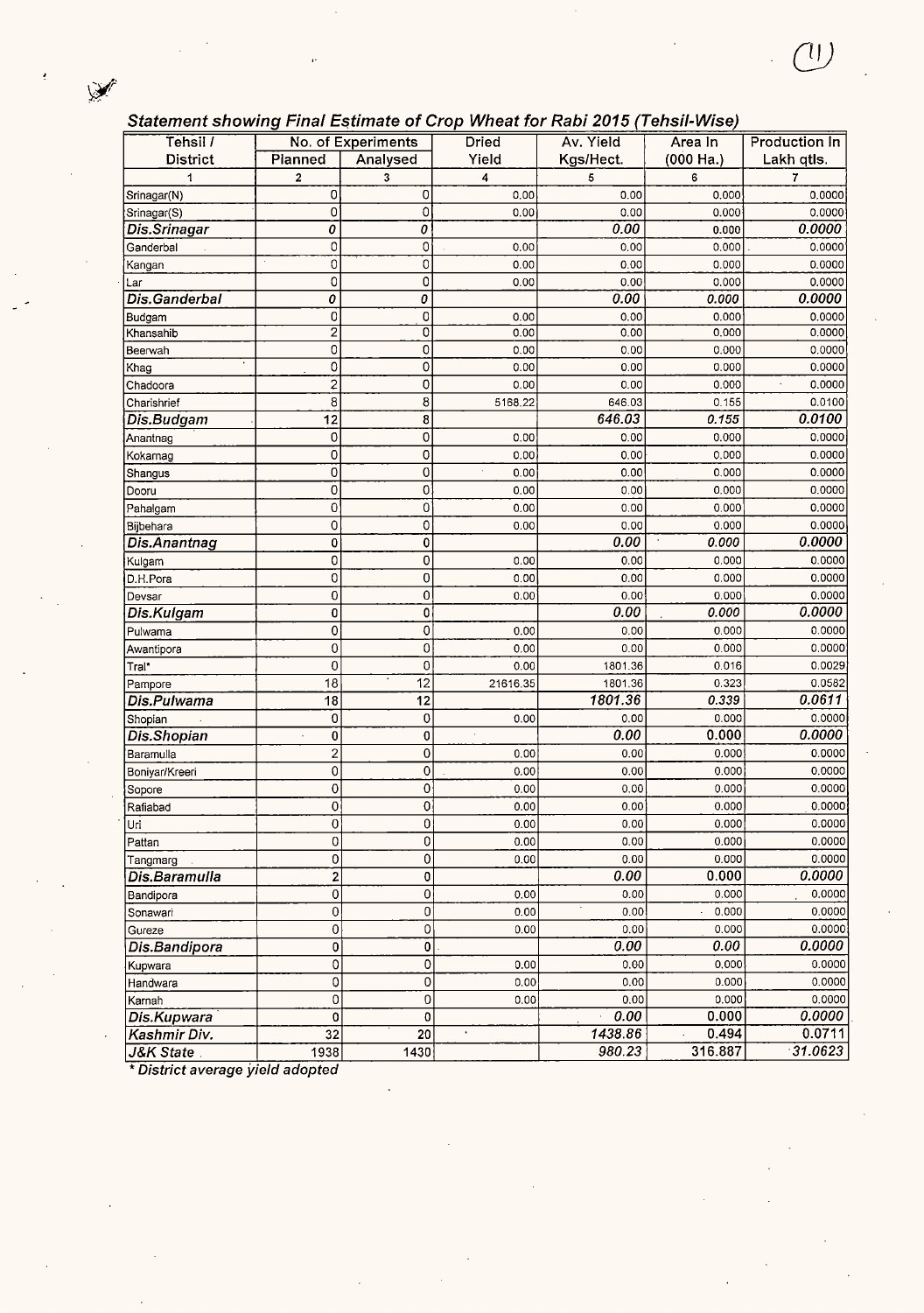## *Statement showing Final Estimate of Crop Wheat for Rabi 2015 (Tehsil-Wise)*

| Tehsil / District | No. of Experiments | | Dried Yield | Av. Yield Kgs/Hect. | Area in (000 Ha.) | Production in Lakh qtls. |
|---|---|---|---|---|---|---|
| | Planned | Analysed | | | | |
| 1 | 2 | 3 | 4 | 5 | 6 | 7 |
| Srinagar(N) | 0 | 0 | 0.00 | 0.00 | 0.000 | 0.0000 |
| Srinagar(S) | 0 | 0 | 0.00 | 0.00 | 0.000 | 0.0000 |
| ***Dis.Srinagar*** | ***0*** | ***0*** | | ***0.00*** | **0.000** | ***0.0000*** |
| Ganderbal | 0 | 0 | 0.00 | 0.00 | 0.000 | 0.0000 |
| Kangan | 0 | 0 | 0.00 | 0.00 | 0.000 | 0.0000 |
| Lar | 0 | 0 | 0.00 | 0.00 | 0.000 | 0.0000 |
| ***Dis.Ganderbal*** | ***0*** | ***0*** | | ***0.00*** | ***0.000*** | ***0.0000*** |
| Budgam | 0 | 0 | 0.00 | 0.00 | 0.000 | 0.0000 |
| Khansahib | 2 | 0 | 0.00 | 0.00 | 0.000 | 0.0000 |
| Beerwah | 0 | 0 | 0.00 | 0.00 | 0.000 | 0.0000 |
| Khag | 0 | 0 | 0.00 | 0.00 | 0.000 | 0.0000 |
| Chadoora | 2 | 0 | 0.00 | 0.00 | 0.000 | 0.0000 |
| Charishrief | 8 | 8 | 5168.22 | 646.03 | 0.155 | 0.0100 |
| ***Dis.Budgam*** | **12** | **8** | | ***646.03*** | ***0.155*** | ***0.0100*** |
| Anantnag | 0 | 0 | 0.00 | 0.00 | 0.000 | 0.0000 |
| Kokarnag | 0 | 0 | 0.00 | 0.00 | 0.000 | 0.0000 |
| Shangus | 0 | 0 | 0.00 | 0.00 | 0.000 | 0.0000 |
| Dooru | 0 | 0 | 0.00 | 0.00 | 0.000 | 0.0000 |
| Pahalgam | 0 | 0 | 0.00 | 0.00 | 0.000 | 0.0000 |
| Bijbehara | 0 | 0 | 0.00 | 0.00 | 0.000 | 0.0000 |
| ***Dis.Anantnag*** | **0** | **0** | | ***0.00*** | ***0.000*** | ***0.0000*** |
| Kulgam | 0 | 0 | 0.00 | 0.00 | 0.000 | 0.0000 |
| D.H.Pora | 0 | 0 | 0.00 | 0.00 | 0.000 | 0.0000 |
| Devsar | 0 | 0 | 0.00 | 0.00 | 0.000 | 0.0000 |
| ***Dis.Kulgam*** | **0** | **0** | | ***0.00*** | ***0.000*** | ***0.0000*** |
| Pulwama | 0 | 0 | 0.00 | 0.00 | 0.000 | 0.0000 |
| Awantipora | 0 | 0 | 0.00 | 0.00 | 0.000 | 0.0000 |
| Tral* | 0 | 0 | 0.00 | 1801.36 | 0.016 | 0.0029 |
| Pampore | 18 | 12 | 21616.35 | 1801.36 | 0.323 | 0.0582 |
| ***Dis.Pulwama*** | **18** | **12** | | ***1801.36*** | ***0.339*** | ***0.0611*** |
| Shopian | 0 | 0 | 0.00 | 0.00 | 0.000 | 0.0000 |
| ***Dis.Shopian*** | **0** | **0** | | ***0.00*** | **0.000** | ***0.0000*** |
| Baramulla | 2 | 0 | 0.00 | 0.00 | 0.000 | 0.0000 |
| Boniyar/Kreeri | 0 | 0 | 0.00 | 0.00 | 0.000 | 0.0000 |
| Sopore | 0 | 0 | 0.00 | 0.00 | 0.000 | 0.0000 |
| Rafiabad | 0 | 0 | 0.00 | 0.00 | 0.000 | 0.0000 |
| Uri | 0 | 0 | 0.00 | 0.00 | 0.000 | 0.0000 |
| Pattan | 0 | 0 | 0.00 | 0.00 | 0.000 | 0.0000 |
| Tangmarg | 0 | 0 | 0.00 | 0.00 | 0.000 | 0.0000 |
| ***Dis.Baramulla*** | **2** | **0** | | ***0.00*** | **0.000** | ***0.0000*** |
| Bandipora | 0 | 0 | 0.00 | 0.00 | 0.000 | 0.0000 |
| Sonawari | 0 | 0 | 0.00 | 0.00 | 0.000 | 0.0000 |
| Gureze | 0 | 0 | 0.00 | 0.00 | 0.000 | 0.0000 |
| ***Dis.Bandipora*** | **0** | **0** | | ***0.00*** | ***0.00*** | ***0.0000*** |
| Kupwara | 0 | 0 | 0.00 | 0.00 | 0.000 | 0.0000 |
| Handwara | 0 | 0 | 0.00 | 0.00 | 0.000 | 0.0000 |
| Karnah | 0 | 0 | 0.00 | 0.00 | 0.000 | 0.0000 |
| ***Dis.Kupwara*** | **0** | **0** | | ***0.00*** | **0.000** | ***0.0000*** |
| ***Kashmir Div.*** | 32 | 20 | | ***1438.86*** | 0.494 | 0.0711 |
| ***J&K State*** | 1938 | 1430 | | *980.23* | 316.887 | *31.0623* |

***\* District average yield adopted***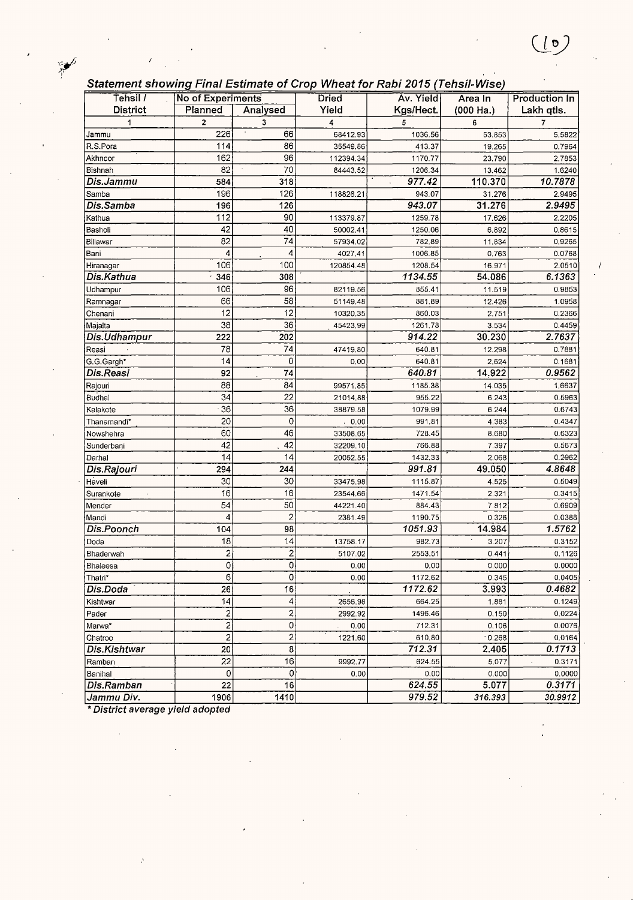## Statement showing Final Estimate of Crop Wheat for Rabi 2015 (Tehsil-Wise)

| Tehsil / District | No of Experiments Planned | Analysed | Dried Yield | Av. Yield Kgs/Hect. | Area In (000 Ha.) | Production In Lakh qtls. |
|---|---|---|---|---|---|---|
| 1 | 2 | 3 | 4 | 5 | 6 | 7 |
| Jammu | 226 | 66 | 68412.93 | 1036.56 | 53.853 | 5.5822 |
| R.S.Pora | 114 | 86 | 35549.86 | 413.37 | 19.265 | 0.7964 |
| Akhnoor | 162 | 96 | 112394.34 | 1170.77 | 23.790 | 2.7853 |
| Bishnah | 82 | 70 | 84443.52 | 1206.34 | 13.462 | 1.6240 |
| ***Dis.Jammu*** | **584** | **318** | | ***977.42*** | **110.370** | ***10.7878*** |
| Samba | 196 | 126 | 118826.21 | 943.07 | 31.276 | 2.9495 |
| ***Dis.Samba*** | **196** | **126** | | ***943.07*** | **31.276** | ***2.9495*** |
| Kathua | 112 | 90 | 113379.87 | 1259.78 | 17.626 | 2.2205 |
| Basholi | 42 | 40 | 50002.41 | 1250.06 | 6.892 | 0.8615 |
| Billawar | 82 | 74 | 57934.02 | 782.89 | 11.834 | 0.9265 |
| Bani | 4 | 4 | 4027.41 | 1006.85 | 0.763 | 0.0768 |
| Hiranagar | 106 | 100 | 120854.48 | 1208.54 | 16.971 | 2.0510 |
| ***Dis.Kathua*** | **346** | **308** | | ***1134.55*** | **54.086** | ***6.1363*** |
| Udhampur | 106 | 96 | 82119.56 | 855.41 | 11.519 | 0.9853 |
| Ramnagar | 66 | 58 | 51149.48 | 881.89 | 12.426 | 1.0958 |
| Chenani | 12 | 12 | 10320.35 | 860.03 | 2.751 | 0.2366 |
| Majalta | 38 | 36 | 45423.99 | 1261.78 | 3.534 | 0.4459 |
| ***Dis.Udhampur*** | **222** | **202** | | ***914.22*** | **30.230** | ***2.7637*** |
| Reasi | 78 | 74 | 47419.80 | 640.81 | 12.298 | 0.7881 |
| G.G.Gargh* | 14 | 0 | 0.00 | 640.81 | 2.624 | 0.1681 |
| ***Dis.Reasi*** | **92** | **74** | | ***640.81*** | **14.922** | ***0.9562*** |
| Rajouri | 88 | 84 | 99571.85 | 1185.38 | 14.035 | 1.6637 |
| Budhal | 34 | 22 | 21014.88 | 955.22 | 6.243 | 0.5963 |
| Kalakote | 36 | 36 | 38879.58 | 1079.99 | 6.244 | 0.6743 |
| Thanamandi* | 20 | 0 | 0.00 | 991.81 | 4.383 | 0.4347 |
| Nowshehra | 60 | 46 | 33508.65 | 728.45 | 8.680 | 0.6323 |
| Sunderbani | 42 | 42 | 32209.10 | 766.88 | 7.397 | 0.5673 |
| Darhal | 14 | 14 | 20052.55 | 1432.33 | 2.068 | 0.2962 |
| ***Dis.Rajouri*** | **294** | **244** | | ***991.81*** | **49.050** | ***4.8648*** |
| Haveli | 30 | 30 | 33475.98 | 1115.87 | 4.525 | 0.5049 |
| Surankote | 16 | 16 | 23544.66 | 1471.54 | 2.321 | 0.3415 |
| Mender | 54 | 50 | 44221.40 | 884.43 | 7.812 | 0.6909 |
| Mandi | 4 | 2 | 2381.49 | 1190.75 | 0.326 | 0.0388 |
| ***Dis.Poonch*** | **104** | **98** | | ***1051.93*** | **14.984** | ***1.5762*** |
| Doda | 18 | 14 | 13758.17 | 982.73 | 3.207 | 0.3152 |
| Bhaderwah | 2 | 2 | 5107.02 | 2553.51 | 0.441 | 0.1126 |
| Bhaleesa | 0 | 0 | 0.00 | 0.00 | 0.000 | 0.0000 |
| Thatri* | 6 | 0 | 0.00 | 1172.62 | 0.345 | 0.0405 |
| ***Dis.Doda*** | **26** | **16** | | ***1172.62*** | **3.993** | ***0.4682*** |
| Kishtwar | 14 | 4 | 2656.98 | 664.25 | 1.881 | 0.1249 |
| Pader | 2 | 2 | 2992.92 | 1496.46 | 0.150 | 0.0224 |
| Marwa* | 2 | 0 | 0.00 | 712.31 | 0.106 | 0.0076 |
| Chatroo | 2 | 2 | 1221.60 | 610.80 | 0.268 | 0.0164 |
| ***Dis.Kishtwar*** | **20** | **8** | | ***712.31*** | **2.405** | ***0.1713*** |
| Ramban | 22 | 16 | 9992.77 | 624.55 | 5.077 | 0.3171 |
| Banihal | 0 | 0 | 0.00 | 0.00 | 0.000 | 0.0000 |
| ***Dis.Ramban*** | **22** | **16** | | ***624.55*** | **5.077** | ***0.3171*** |
| ***Jammu Div.*** | **1906** | **1410** | | ***979.52*** | ***316.393*** | ***30.9912*** |

***\* District average yield adopted***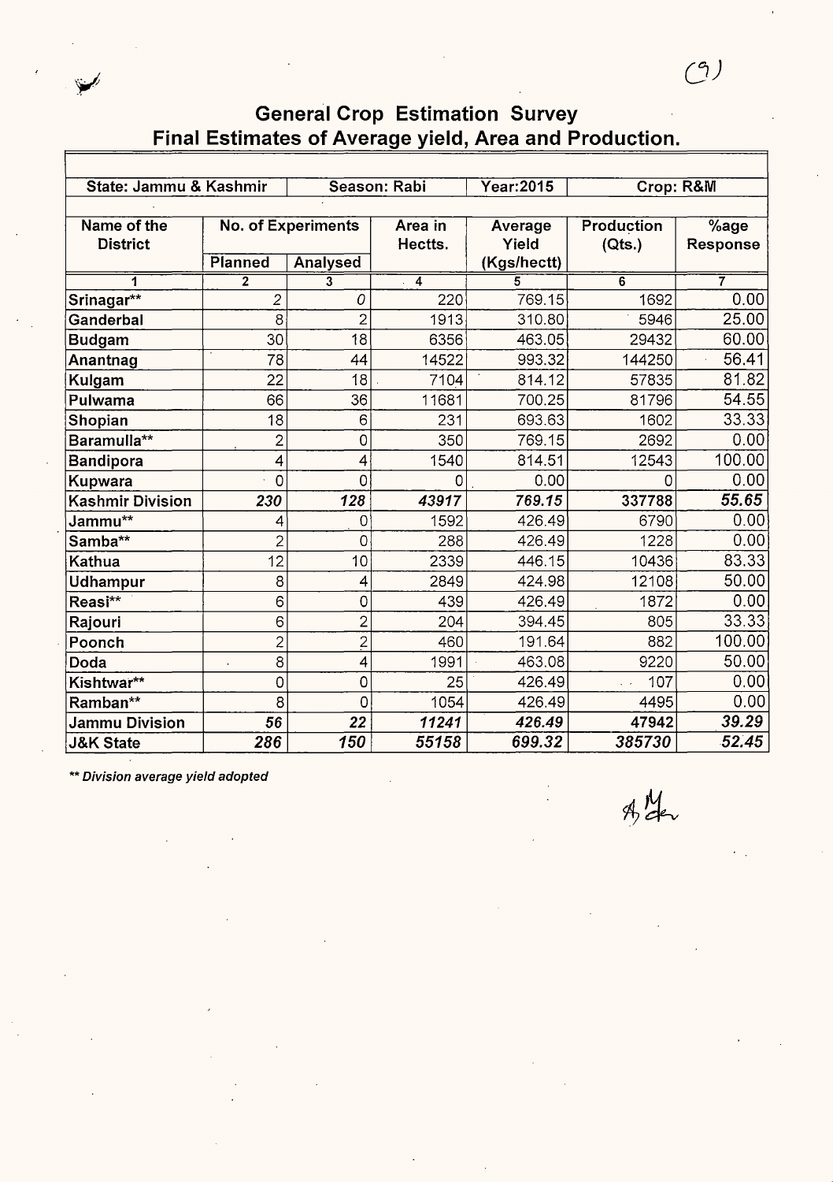## General Crop Estimation Survey
## Final Estimates of Average yield, Area and Production.

| State: Jammu & Kashmir | | Season: Rabi | | Year:2015 | Crop: R&M | |
|---|---|---|---|---|---|---|
| Name of the District | No. of Experiments | | Area in Hectts. | Average Yield (Kgs/hectt) | Production (Qts.) | %age Response |
| | Planned | Analysed | | | | |
| 1 | 2 | 3 | 4 | 5 | 6 | 7 |
| Srinagar** | 2 | 0 | 220 | 769.15 | 1692 | 0.00 |
| Ganderbal | 8 | 2 | 1913 | 310.80 | 5946 | 25.00 |
| Budgam | 30 | 18 | 6356 | 463.05 | 29432 | 60.00 |
| Anantnag | 78 | 44 | 14522 | 993.32 | 144250 | 56.41 |
| Kulgam | 22 | 18 | 7104 | 814.12 | 57835 | 81.82 |
| Pulwama | 66 | 36 | 11681 | 700.25 | 81796 | 54.55 |
| Shopian | 18 | 6 | 231 | 693.63 | 1602 | 33.33 |
| Baramulla** | 2 | 0 | 350 | 769.15 | 2692 | 0.00 |
| Bandipora | 4 | 4 | 1540 | 814.51 | 12543 | 100.00 |
| Kupwara | 0 | 0 | 0 | 0.00 | 0 | 0.00 |
| **Kashmir Division** | ***230*** | ***128*** | ***43917*** | ***769.15*** | ***337788*** | ***55.65*** |
| Jammu** | 4 | 0 | 1592 | 426.49 | 6790 | 0.00 |
| Samba** | 2 | 0 | 288 | 426.49 | 1228 | 0.00 |
| Kathua | 12 | 10 | 2339 | 446.15 | 10436 | 83.33 |
| Udhampur | 8 | 4 | 2849 | 424.98 | 12108 | 50.00 |
| Reasi** | 6 | 0 | 439 | 426.49 | 1872 | 0.00 |
| Rajouri | 6 | 2 | 204 | 394.45 | 805 | 33.33 |
| Poonch | 2 | 2 | 460 | 191.64 | 882 | 100.00 |
| Doda | 8 | 4 | 1991 | 463.08 | 9220 | 50.00 |
| Kishtwar** | 0 | 0 | 25 | 426.49 | 107 | 0.00 |
| Ramban** | 8 | 0 | 1054 | 426.49 | 4495 | 0.00 |
| **Jammu Division** | ***56*** | ***22*** | ***11241*** | ***426.49*** | ***47942*** | ***39.29*** |
| **J&K State** | ***286*** | ***150*** | ***55158*** | ***699.32*** | ***385730*** | ***52.45*** |

*** Division average yield adopted*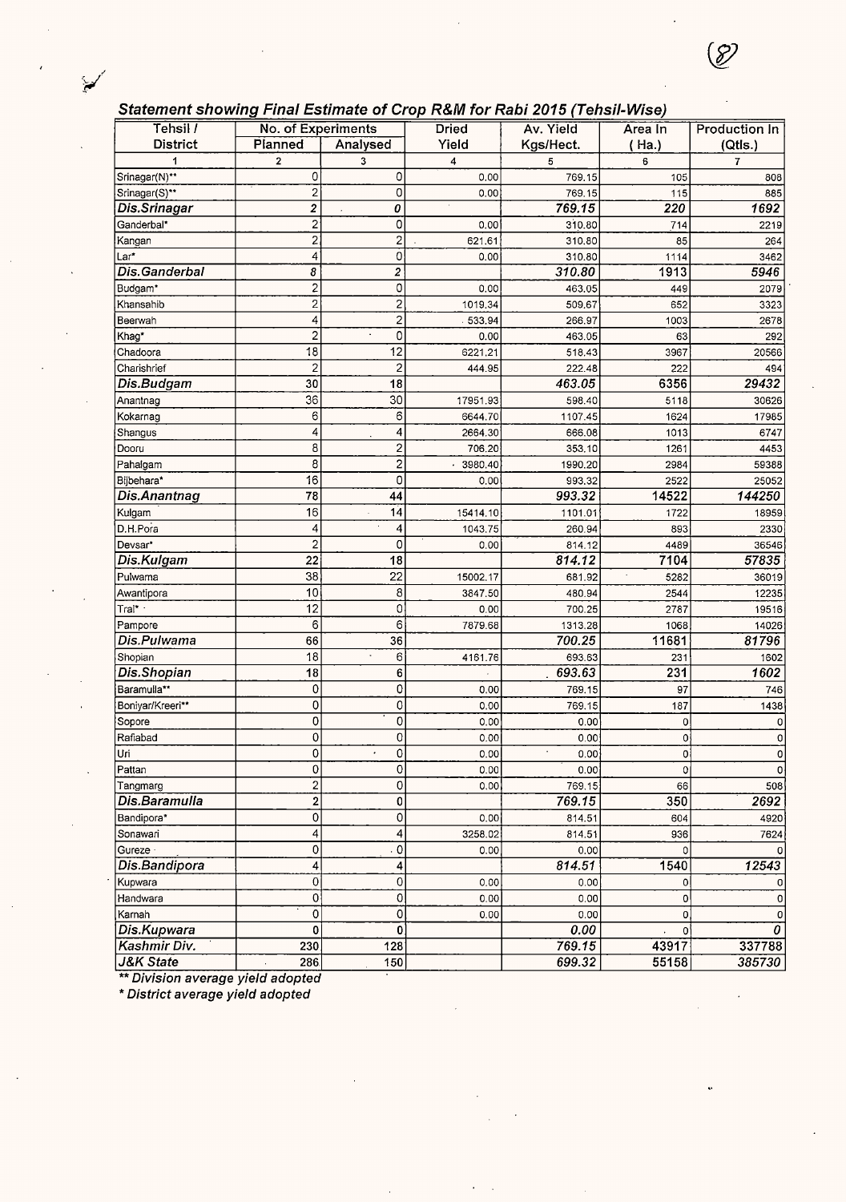### *Statement showing Final Estimate of Crop R&M for Rabi 2015 (Tehsil-Wise)*

| Tehsil / District | No. of Experiments | | Dried Yield | Av. Yield Kgs/Hect. | Area In ( Ha.) | Production In (Qtls.) |
|---|---|---|---|---|---|---|
| | Planned | Analysed | | | | |
| 1 | 2 | 3 | 4 | 5 | 6 | 7 |
| Srinagar(N)** | 0 | 0 | 0.00 | 769.15 | 105 | 808 |
| Srinagar(S)** | 2 | 0 | 0.00 | 769.15 | 115 | 885 |
| ***Dis.Srinagar*** | ***2*** | ***0*** | | ***769.15*** | ***220*** | ***1692*** |
| Ganderbal* | 2 | 0 | 0.00 | 310.80 | 714 | 2219 |
| Kangan | 2 | 2 | 621.61 | 310.80 | 85 | 264 |
| Lar* | 4 | 0 | 0.00 | 310.80 | 1114 | 3462 |
| ***Dis.Ganderbal*** | ***8*** | ***2*** | | ***310.80*** | ***1913*** | ***5946*** |
| Budgam* | 2 | 0 | 0.00 | 463.05 | 449 | 2079 |
| Khansahib | 2 | 2 | 1019.34 | 509.67 | 652 | 3323 |
| Beerwah | 4 | 2 | 533.94 | 266.97 | 1003 | 2678 |
| Khag* | 2 | 0 | 0.00 | 463.05 | 63 | 292 |
| Chadoora | 18 | 12 | 6221.21 | 518.43 | 3967 | 20566 |
| Charishrief | 2 | 2 | 444.95 | 222.48 | 222 | 494 |
| ***Dis.Budgam*** | ***30*** | ***18*** | | ***463.05*** | ***6356*** | ***29432*** |
| Anantnag | 36 | 30 | 17951.93 | 598.40 | 5118 | 30626 |
| Kokarnag | 6 | 6 | 6644.70 | 1107.45 | 1624 | 17985 |
| Shangus | 4 | 4 | 2664.30 | 666.08 | 1013 | 6747 |
| Dooru | 8 | 2 | 706.20 | 353.10 | 1261 | 4453 |
| Pahalgam | 8 | 2 | 3980.40 | 1990.20 | 2984 | 59388 |
| Bijbehara* | 16 | 0 | 0.00 | 993.32 | 2522 | 25052 |
| ***Dis.Anantnag*** | ***78*** | ***44*** | | ***993.32*** | ***14522*** | ***144250*** |
| Kulgam | 16 | 14 | 15414.10 | 1101.01 | 1722 | 18959 |
| D.H.Pora | 4 | 4 | 1043.75 | 260.94 | 893 | 2330 |
| Devsar* | 2 | 0 | 0.00 | 814.12 | 4489 | 36546 |
| ***Dis.Kulgam*** | ***22*** | ***18*** | | ***814.12*** | ***7104*** | ***57835*** |
| Pulwama | 38 | 22 | 15002.17 | 681.92 | 5282 | 36019 |
| Awantipora | 10 | 8 | 3847.50 | 480.94 | 2544 | 12235 |
| Tral* | 12 | 0 | 0.00 | 700.25 | 2787 | 19516 |
| Pampore | 6 | 6 | 7879.68 | 1313.28 | 1068 | 14026 |
| ***Dis.Pulwama*** | ***66*** | ***36*** | | ***700.25*** | ***11681*** | ***81796*** |
| Shopian | 18 | 6 | 4161.76 | 693.63 | 231 | 1602 |
| ***Dis.Shopian*** | ***18*** | ***6*** | | ***693.63*** | ***231*** | ***1602*** |
| Baramulla** | 0 | 0 | 0.00 | 769.15 | 97 | 746 |
| Boniyar/Kreeri** | 0 | 0 | 0.00 | 769.15 | 187 | 1438 |
| Sopore | 0 | 0 | 0.00 | 0.00 | 0 | 0 |
| Rafiabad | 0 | 0 | 0.00 | 0.00 | 0 | 0 |
| Uri | 0 | 0 | 0.00 | 0.00 | 0 | 0 |
| Pattan | 0 | 0 | 0.00 | 0.00 | 0 | 0 |
| Tangmarg | 2 | 0 | 0.00 | 769.15 | 66 | 508 |
| ***Dis.Baramulla*** | ***2*** | ***0*** | | ***769.15*** | ***350*** | ***2692*** |
| Bandipora* | 0 | 0 | 0.00 | 814.51 | 604 | 4920 |
| Sonawari | 4 | 4 | 3258.02 | 814.51 | 936 | 7624 |
| Gureze | 0 | 0 | 0.00 | 0.00 | 0 | 0 |
| ***Dis.Bandipora*** | ***4*** | ***4*** | | ***814.51*** | ***1540*** | ***12543*** |
| Kupwara | 0 | 0 | 0.00 | 0.00 | 0 | 0 |
| Handwara | 0 | 0 | 0.00 | 0.00 | 0 | 0 |
| Karnah | 0 | 0 | 0.00 | 0.00 | 0 | 0 |
| ***Dis.Kupwara*** | ***0*** | ***0*** | | ***0.00*** | ***0*** | ***0*** |
| ***Kashmir Div.*** | ***230*** | ***128*** | | ***769.15*** | ***43917*** | ***337788*** |
| ***J&K State*** | ***286*** | ***150*** | | ***699.32*** | ***55158*** | ***385730*** |

*** Division average yield adopted*

** District average yield adopted*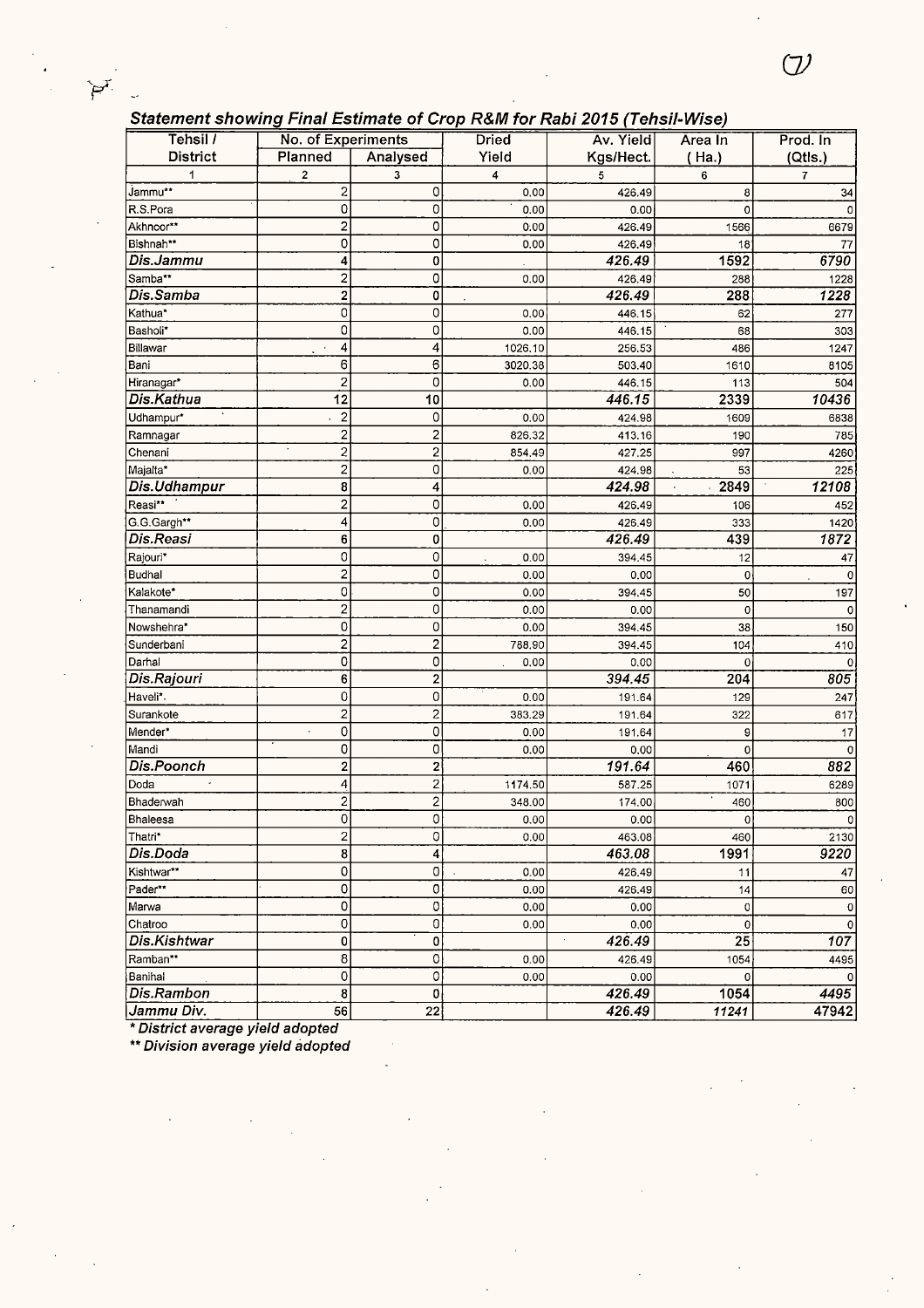## *Statement showing Final Estimate of Crop R&M for Rabi 2015 (Tehsil-Wise)*

| Tehsil / District | No. of Experiments | | Dried Yield | Av. Yield Kgs/Hect. | Area In ( Ha.) | Prod. In (Qtls.) |
|---|---|---|---|---|---|---|
| | Planned | Analysed | | | | |
| 1 | 2 | 3 | 4 | 5 | 6 | 7 |
| Jammu** | 2 | 0 | 0.00 | 426.49 | 8 | 34 |
| R.S.Pora | 0 | 0 | 0.00 | 0.00 | 0 | 0 |
| Akhnoor** | 2 | 0 | 0.00 | 426.49 | 1566 | 6679 |
| Bishnah** | 0 | 0 | 0.00 | 426.49 | 18 | 77 |
| ***Dis.Jammu*** | **4** | **0** | | ***426.49*** | **1592** | ***6790*** |
| Samba** | 2 | 0 | 0.00 | 426.49 | 288 | 1228 |
| ***Dis.Samba*** | **2** | **0** | | ***426.49*** | **288** | ***1228*** |
| Kathua* | 0 | 0 | 0.00 | 446.15 | 62 | 277 |
| Basholi* | 0 | 0 | 0.00 | 446.15 | 68 | 303 |
| Billawar | 4 | 4 | 1026.10 | 256.53 | 486 | 1247 |
| Bani | 6 | 6 | 3020.38 | 503.40 | 1610 | 8105 |
| Hiranagar* | 2 | 0 | 0.00 | 446.15 | 113 | 504 |
| ***Dis.Kathua*** | **12** | **10** | | ***446.15*** | **2339** | ***10436*** |
| Udhampur* | 2 | 0 | 0.00 | 424.98 | 1609 | 6838 |
| Ramnagar | 2 | 2 | 826.32 | 413.16 | 190 | 785 |
| Chenani | 2 | 2 | 854.49 | 427.25 | 997 | 4260 |
| Majalta* | 2 | 0 | 0.00 | 424.98 | 53 | 225 |
| ***Dis.Udhampur*** | **8** | **4** | | ***424.98*** | **2849** | ***12108*** |
| Reasi** | 2 | 0 | 0.00 | 426.49 | 106 | 452 |
| G.G.Gargh** | 4 | 0 | 0.00 | 426.49 | 333 | 1420 |
| ***Dis.Reasi*** | **6** | **0** | | ***426.49*** | **439** | ***1872*** |
| Rajouri* | 0 | 0 | 0.00 | 394.45 | 12 | 47 |
| Budhal | 2 | 0 | 0.00 | 0.00 | 0 | 0 |
| Kalakote* | 0 | 0 | 0.00 | 394.45 | 50 | 197 |
| Thanamandi | 2 | 0 | 0.00 | 0.00 | 0 | 0 |
| Nowshehra* | 0 | 0 | 0.00 | 394.45 | 38 | 150 |
| Sunderbani | 2 | 2 | 788.90 | 394.45 | 104 | 410 |
| Darhal | 0 | 0 | 0.00 | 0.00 | 0 | 0 |
| ***Dis.Rajouri*** | **6** | **2** | | ***394.45*** | **204** | ***805*** |
| Haveli*. | 0 | 0 | 0.00 | 191.64 | 129 | 247 |
| Surankote | 2 | 2 | 383.29 | 191.64 | 322 | 617 |
| Mender* | 0 | 0 | 0.00 | 191.64 | 9 | 17 |
| Mandi | 0 | 0 | 0.00 | 0.00 | 0 | 0 |
| ***Dis.Poonch*** | **2** | **2** | | ***191.64*** | **460** | ***882*** |
| Doda | 4 | 2 | 1174.50 | 587.25 | 1071 | 6289 |
| Bhaderwah | 2 | 2 | 348.00 | 174.00 | 460 | 800 |
| Bhaleesa | 0 | 0 | 0.00 | 0.00 | 0 | 0 |
| Thatri* | 2 | 0 | 0.00 | 463.08 | 460 | 2130 |
| ***Dis.Doda*** | **8** | **4** | | ***463.08*** | **1991** | ***9220*** |
| Kishtwar** | 0 | 0 | 0.00 | 426.49 | 11 | 47 |
| Pader** | 0 | 0 | 0.00 | 426.49 | 14 | 60 |
| Marwa | 0 | 0 | 0.00 | 0.00 | 0 | 0 |
| Chatroo | 0 | 0 | 0.00 | 0.00 | 0 | 0 |
| ***Dis.Kishtwar*** | **0** | **0** | | ***426.49*** | **25** | ***107*** |
| Ramban** | 8 | 0 | 0.00 | 426.49 | 1054 | 4495 |
| Banihal | 0 | 0 | 0.00 | 0.00 | 0 | 0 |
| ***Dis.Rambon*** | **8** | **0** | | ***426.49*** | **1054** | ***4495*** |
| ***Jammu Div.*** | **56** | **22** | | ***426.49*** | ***11241*** | **47942** |

*\* District average yield adopted*

*\*\* Division average yield adopted*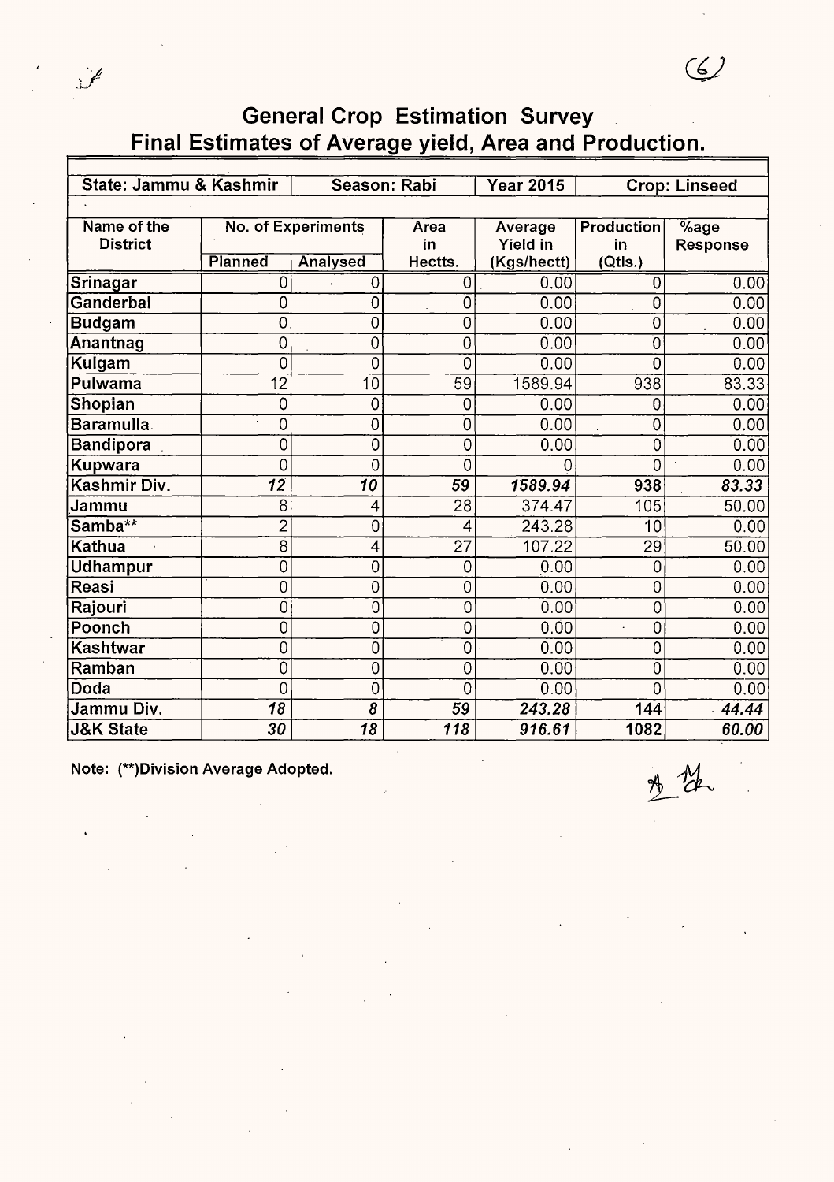## General Crop Estimation Survey
## Final Estimates of Average yield, Area and Production.

| State: Jammu & Kashmir | | Season: Rabi | | Year 2015 | Crop: Linseed | |
|---|---|---|---|---|---|---|
| **Name of the District** | **No. of Experiments** | | **Area in Hectts.** | **Average Yield in (Kgs/hectt)** | **Production in (Qtls.)** | **%age Response** |
| | **Planned** | **Analysed** | | | | |
| **Srinagar** | 0 | 0 | 0 | 0.00 | 0 | 0.00 |
| **Ganderbal** | 0 | 0 | 0 | 0.00 | 0 | 0.00 |
| **Budgam** | 0 | 0 | 0 | 0.00 | 0 | 0.00 |
| **Anantnag** | 0 | 0 | 0 | 0.00 | 0 | 0.00 |
| **Kulgam** | 0 | 0 | 0 | 0.00 | 0 | 0.00 |
| **Pulwama** | 12 | 10 | 59 | 1589.94 | 938 | 83.33 |
| **Shopian** | 0 | 0 | 0 | 0.00 | 0 | 0.00 |
| **Baramulla** | 0 | 0 | 0 | 0.00 | 0 | 0.00 |
| **Bandipora** | 0 | 0 | 0 | 0.00 | 0 | 0.00 |
| **Kupwara** | 0 | 0 | 0 | 0 | 0 | 0.00 |
| **Kashmir Div.** | ***12*** | ***10*** | ***59*** | ***1589.94*** | **938** | ***83.33*** |
| **Jammu** | 8 | 4 | 28 | 374.47 | 105 | 50.00 |
| **Samba**** | 2 | 0 | 4 | 243.28 | 10 | 0.00 |
| **Kathua** | 8 | 4 | 27 | 107.22 | 29 | 50.00 |
| **Udhampur** | 0 | 0 | 0 | 0.00 | 0 | 0.00 |
| **Reasi** | 0 | 0 | 0 | 0.00 | 0 | 0.00 |
| **Rajouri** | 0 | 0 | 0 | 0.00 | 0 | 0.00 |
| **Poonch** | 0 | 0 | 0 | 0.00 | 0 | 0.00 |
| **Kashtwar** | 0 | 0 | 0 | 0.00 | 0 | 0.00 |
| **Ramban** | 0 | 0 | 0 | 0.00 | 0 | 0.00 |
| **Doda** | 0 | 0 | 0 | 0.00 | 0 | 0.00 |
| **Jammu Div.** | ***18*** | ***8*** | ***59*** | ***243.28*** | **144** | ***44.44*** |
| **J&K State** | ***30*** | ***18*** | ***118*** | ***916.61*** | **1082** | ***60.00*** |

**Note: (**)Division Average Adopted.**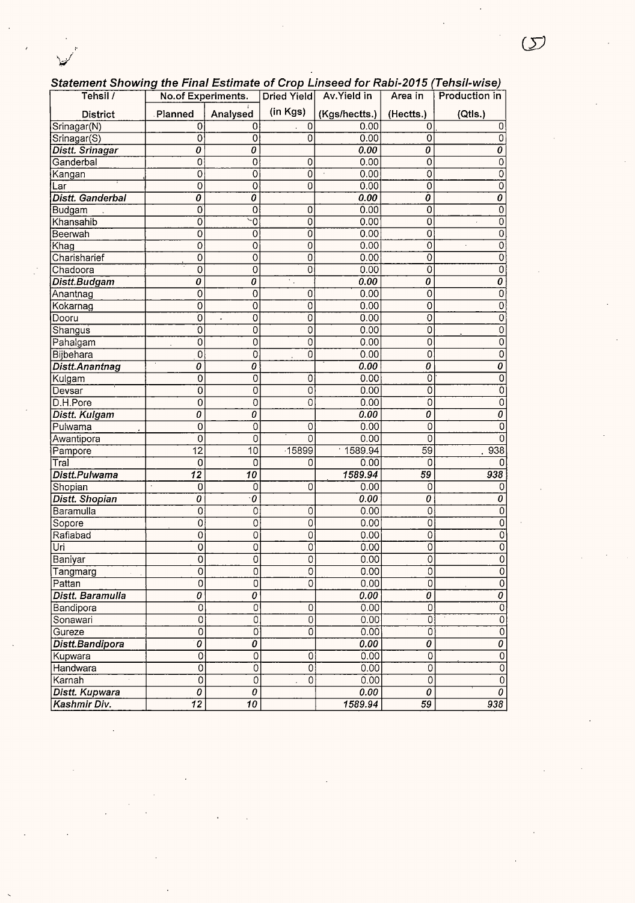### *Statement Showing the Final Estimate of Crop Linseed for Rabi-2015 (Tehsil-wise)*

| Tehsil / District | No.of Experiments. Planned | Analysed | Dried Yield (in Kgs) | Av.Yield in (Kgs/hectts.) | Area in (Hectts.) | Production in (Qtls.) |
|---|---|---|---|---|---|---|
| Srinagar(N) | 0 | 0 | 0 | 0.00 | 0 | 0 |
| Srinagar(S) | 0 | 0 | 0 | 0.00 | 0 | 0 |
| ***Distt. Srinagar*** | ***0*** | ***0*** | | ***0.00*** | ***0*** | ***0*** |
| Ganderbal | 0 | 0 | 0 | 0.00 | 0 | 0 |
| Kangan | 0 | 0 | 0 | 0.00 | 0 | 0 |
| Lar | 0 | 0 | 0 | 0.00 | 0 | 0 |
| ***Distt. Ganderbal*** | ***0*** | ***0*** | | ***0.00*** | ***0*** | ***0*** |
| Budgam | 0 | 0 | 0 | 0.00 | 0 | 0 |
| Khansahib | 0 | 0 | 0 | 0.00 | 0 | 0 |
| Beerwah | 0 | 0 | 0 | 0.00 | 0 | 0 |
| Khag | 0 | 0 | 0 | 0.00 | 0 | 0 |
| Charisharief | 0 | 0 | 0 | 0.00 | 0 | 0 |
| Chadoora | 0 | 0 | 0 | 0.00 | 0 | 0 |
| ***Distt.Budgam*** | ***0*** | ***0*** | | ***0.00*** | ***0*** | ***0*** |
| Anantnag | 0 | 0 | 0 | 0.00 | 0 | 0 |
| Kokarnag | 0 | 0 | 0 | 0.00 | 0 | 0 |
| Dooru | 0 | 0 | 0 | 0.00 | 0 | 0 |
| Shangus | 0 | 0 | 0 | 0.00 | 0 | 0 |
| Pahalgam | 0 | 0 | 0 | 0.00 | 0 | 0 |
| Bijbehara | 0 | 0 | 0 | 0.00 | 0 | 0 |
| ***Distt.Anantnag*** | ***0*** | ***0*** | | ***0.00*** | ***0*** | ***0*** |
| Kulgam | 0 | 0 | 0 | 0.00 | 0 | 0 |
| Devsar | 0 | 0 | 0 | 0.00 | 0 | 0 |
| D.H.Pore | 0 | 0 | 0 | 0.00 | 0 | 0 |
| ***Distt. Kulgam*** | ***0*** | ***0*** | | ***0.00*** | ***0*** | ***0*** |
| Pulwama | 0 | 0 | 0 | 0.00 | 0 | 0 |
| Awantipora | 0 | 0 | 0 | 0.00 | 0 | 0 |
| Pampore | 12 | 10 | 15899 | 1589.94 | 59 | 938 |
| Tral | 0 | 0 | 0 | 0.00 | 0 | 0 |
| ***Distt.Pulwama*** | ***12*** | ***10*** | | ***1589.94*** | ***59*** | ***938*** |
| Shopian | 0 | 0 | 0 | 0.00 | 0 | 0 |
| ***Distt. Shopian*** | ***0*** | ***0*** | | ***0.00*** | ***0*** | ***0*** |
| Baramulla | 0 | 0 | 0 | 0.00 | 0 | 0 |
| Sopore | 0 | 0 | 0 | 0.00 | 0 | 0 |
| Rafiabad | 0 | 0 | 0 | 0.00 | 0 | 0 |
| Uri | 0 | 0 | 0 | 0.00 | 0 | 0 |
| Baniyar | 0 | 0 | 0 | 0.00 | 0 | 0 |
| Tangmarg | 0 | 0 | 0 | 0.00 | 0 | 0 |
| Pattan | 0 | 0 | 0 | 0.00 | 0 | 0 |
| ***Distt. Baramulla*** | ***0*** | ***0*** | | ***0.00*** | ***0*** | ***0*** |
| Bandipora | 0 | 0 | 0 | 0.00 | 0 | 0 |
| Sonawari | 0 | 0 | 0 | 0.00 | 0 | 0 |
| Gureze | 0 | 0 | 0 | 0.00 | 0 | 0 |
| ***Distt.Bandipora*** | ***0*** | ***0*** | | ***0.00*** | ***0*** | ***0*** |
| Kupwara | 0 | 0 | 0 | 0.00 | 0 | 0 |
| Handwara | 0 | 0 | 0 | 0.00 | 0 | 0 |
| Karnah | 0 | 0 | 0 | 0.00 | 0 | 0 |
| ***Distt. Kupwara*** | ***0*** | ***0*** | | ***0.00*** | ***0*** | ***0*** |
| ***Kashmir Div.*** | ***12*** | ***10*** | | ***1589.94*** | ***59*** | ***938*** |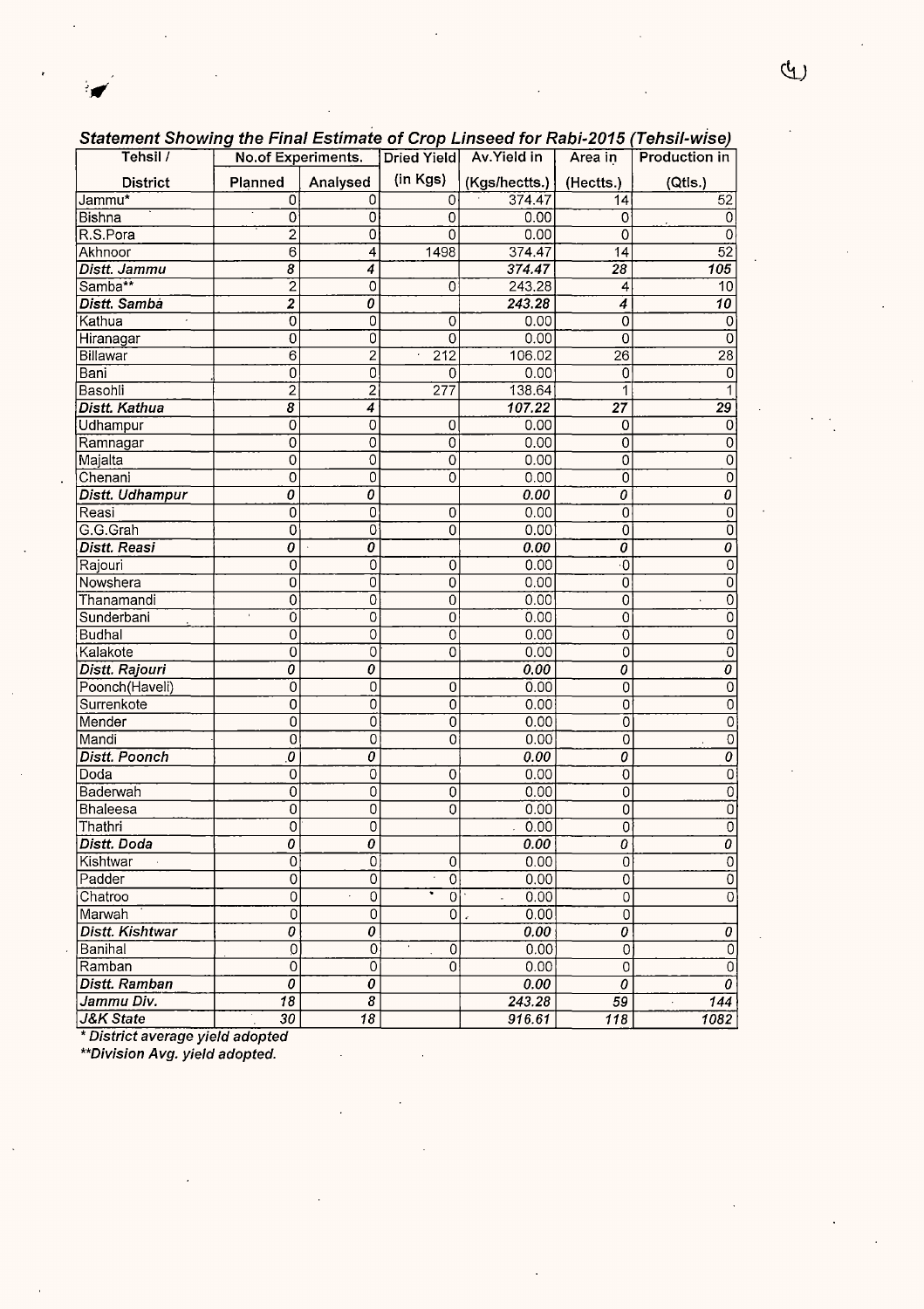## *Statement Showing the Final Estimate of Crop Linseed for Rabi-2015 (Tehsil-wise)*

| Tehsil / District | No.of Experiments. | | Dried Yield (in Kgs) | Av.Yield in (Kgs/hectts.) | Area in (Hectts.) | Production in (Qtls.) |
|---|---|---|---|---|---|---|
| | Planned | Analysed | | | | |
| Jammu* | 0 | 0 | 0 | 374.47 | 14 | 52 |
| Bishna | 0 | 0 | 0 | 0.00 | 0 | 0 |
| R.S.Pora | 2 | 0 | 0 | 0.00 | 0 | 0 |
| Akhnoor | 6 | 4 | 1498 | 374.47 | 14 | 52 |
| ***Distt. Jammu*** | ***8*** | ***4*** | | ***374.47*** | ***28*** | ***105*** |
| Samba** | 2 | 0 | 0 | 243.28 | 4 | 10 |
| ***Distt. Samba*** | ***2*** | ***0*** | | ***243.28*** | ***4*** | ***10*** |
| Kathua | 0 | 0 | 0 | 0.00 | 0 | 0 |
| Hiranagar | 0 | 0 | 0 | 0.00 | 0 | 0 |
| Billawar | 6 | 2 | 212 | 106.02 | 26 | 28 |
| Bani | 0 | 0 | 0 | 0.00 | 0 | 0 |
| Basohli | 2 | 2 | 277 | 138.64 | 1 | 1 |
| ***Distt. Kathua*** | ***8*** | ***4*** | | ***107.22*** | ***27*** | ***29*** |
| Udhampur | 0 | 0 | 0 | 0.00 | 0 | 0 |
| Ramnagar | 0 | 0 | 0 | 0.00 | 0 | 0 |
| Majalta | 0 | 0 | 0 | 0.00 | 0 | 0 |
| Chenani | 0 | 0 | 0 | 0.00 | 0 | 0 |
| ***Distt. Udhampur*** | ***0*** | ***0*** | | ***0.00*** | ***0*** | ***0*** |
| Reasi | 0 | 0 | 0 | 0.00 | 0 | 0 |
| G.G.Grah | 0 | 0 | 0 | 0.00 | 0 | 0 |
| ***Distt. Reasi*** | ***0*** | ***0*** | | ***0.00*** | ***0*** | ***0*** |
| Rajouri | 0 | 0 | 0 | 0.00 | 0 | 0 |
| Nowshera | 0 | 0 | 0 | 0.00 | 0 | 0 |
| Thanamandi | 0 | 0 | 0 | 0.00 | 0 | 0 |
| Sunderbani | 0 | 0 | 0 | 0.00 | 0 | 0 |
| Budhal | 0 | 0 | 0 | 0.00 | 0 | 0 |
| Kalakote | 0 | 0 | 0 | 0.00 | 0 | 0 |
| ***Distt. Rajouri*** | ***0*** | ***0*** | | ***0.00*** | ***0*** | ***0*** |
| Poonch(Haveli) | 0 | 0 | 0 | 0.00 | 0 | 0 |
| Surrenkote | 0 | 0 | 0 | 0.00 | 0 | 0 |
| Mender | 0 | 0 | 0 | 0.00 | 0 | 0 |
| Mandi | 0 | 0 | 0 | 0.00 | 0 | 0 |
| ***Distt. Poonch*** | ***0*** | ***0*** | | ***0.00*** | ***0*** | ***0*** |
| Doda | 0 | 0 | 0 | 0.00 | 0 | 0 |
| Baderwah | 0 | 0 | 0 | 0.00 | 0 | 0 |
| Bhaleesa | 0 | 0 | 0 | 0.00 | 0 | 0 |
| Thathri | 0 | 0 | | 0.00 | 0 | 0 |
| ***Distt. Doda*** | ***0*** | ***0*** | | ***0.00*** | ***0*** | ***0*** |
| Kishtwar | 0 | 0 | 0 | 0.00 | 0 | 0 |
| Padder | 0 | 0 | 0 | 0.00 | 0 | 0 |
| Chatroo | 0 | 0 | 0 | 0.00 | 0 | 0 |
| Marwah | 0 | 0 | 0 | 0.00 | 0 | |
| ***Distt. Kishtwar*** | ***0*** | ***0*** | | ***0.00*** | ***0*** | ***0*** |
| Banihal | 0 | 0 | 0 | 0.00 | 0 | 0 |
| Ramban | 0 | 0 | 0 | 0.00 | 0 | 0 |
| ***Distt. Ramban*** | ***0*** | ***0*** | | ***0.00*** | ***0*** | ***0*** |
| ***Jammu Div.*** | ***18*** | ***8*** | | ***243.28*** | ***59*** | ***144*** |
| ***J&K State*** | ***30*** | ***18*** | | ***916.61*** | ***118*** | ***1082*** |

***** District average yield adopted*

****Division Avg. yield adopted.*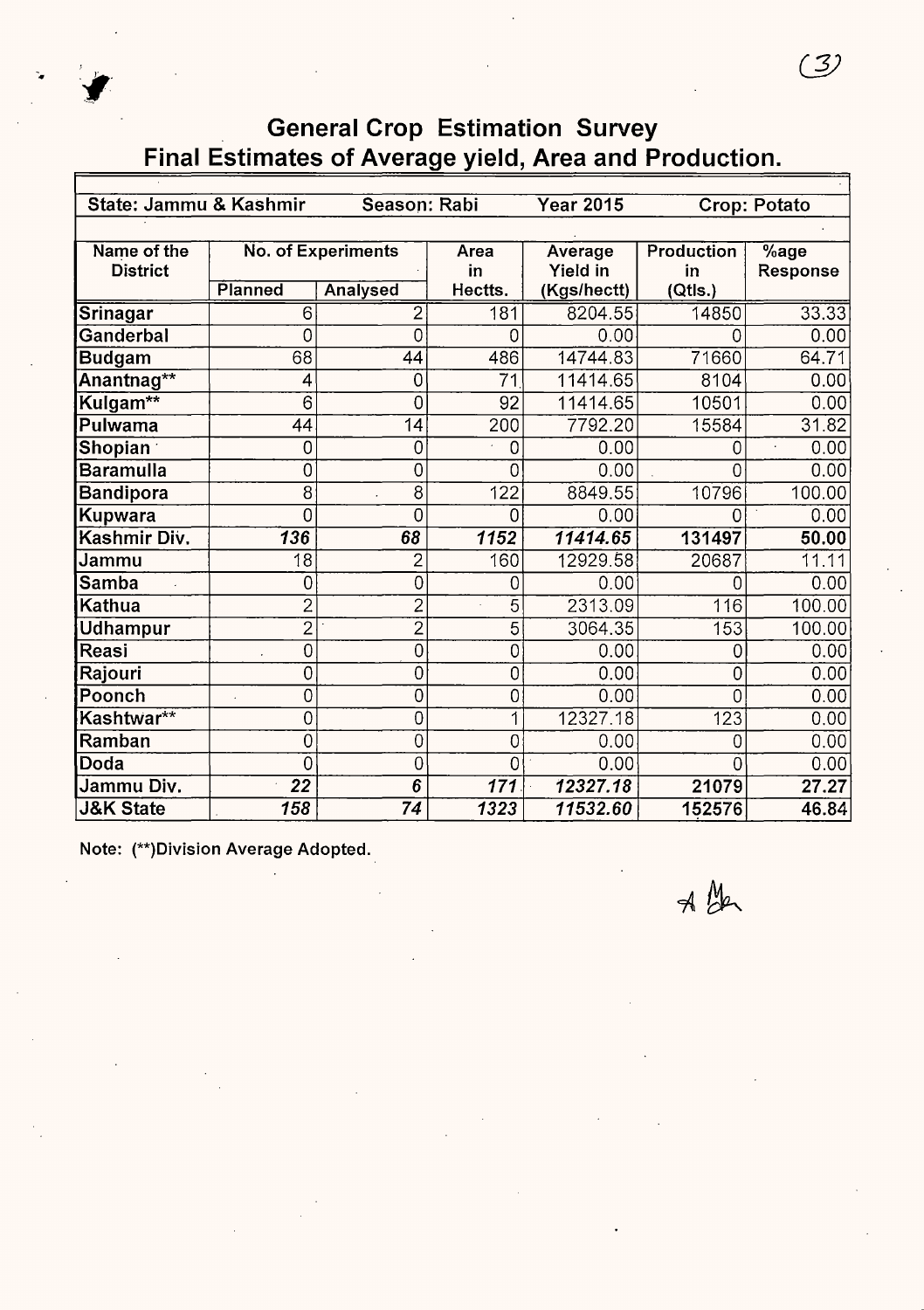## General Crop Estimation Survey
## Final Estimates of Average yield, Area and Production.

| State: Jammu & Kashmir | | Season: Rabi | | Year 2015 | Crop: Potato | |
|---|---|---|---|---|---|---|
| Name of the District | No. of Experiments | | Area in Hectts. | Average Yield in (Kgs/hectt) | Production in (Qtls.) | %age Response |
| | Planned | Analysed | | | | |
| Srinagar | 6 | 2 | 181 | 8204.55 | 14850 | 33.33 |
| Ganderbal | 0 | 0 | 0 | 0.00 | 0 | 0.00 |
| Budgam | 68 | 44 | 486 | 14744.83 | 71660 | 64.71 |
| Anantnag** | 4 | 0 | 71 | 11414.65 | 8104 | 0.00 |
| Kulgam** | 6 | 0 | 92 | 11414.65 | 10501 | 0.00 |
| Pulwama | 44 | 14 | 200 | 7792.20 | 15584 | 31.82 |
| Shopian | 0 | 0 | 0 | 0.00 | 0 | 0.00 |
| Baramulla | 0 | 0 | 0 | 0.00 | 0 | 0.00 |
| Bandipora | 8 | 8 | 122 | 8849.55 | 10796 | 100.00 |
| Kupwara | 0 | 0 | 0 | 0.00 | 0 | 0.00 |
| **Kashmir Div.** | ***136*** | ***68*** | ***1152*** | ***11414.65*** | **131497** | **50.00** |
| Jammu | 18 | 2 | 160 | 12929.58 | 20687 | 11.11 |
| Samba | 0 | 0 | 0 | 0.00 | 0 | 0.00 |
| Kathua | 2 | 2 | 5 | 2313.09 | 116 | 100.00 |
| Udhampur | 2 | 2 | 5 | 3064.35 | 153 | 100.00 |
| Reasi | 0 | 0 | 0 | 0.00 | 0 | 0.00 |
| Rajouri | 0 | 0 | 0 | 0.00 | 0 | 0.00 |
| Poonch | 0 | 0 | 0 | 0.00 | 0 | 0.00 |
| Kashtwar** | 0 | 0 | 1 | 12327.18 | 123 | 0.00 |
| Ramban | 0 | 0 | 0 | 0.00 | 0 | 0.00 |
| Doda | 0 | 0 | 0 | 0.00 | 0 | 0.00 |
| **Jammu Div.** | ***22*** | ***6*** | ***171*** | ***12327.18*** | **21079** | **27.27** |
| **J&K State** | ***158*** | ***74*** | ***1323*** | ***11532.60*** | **152576** | **46.84** |

**Note: (**)Division Average Adopted.**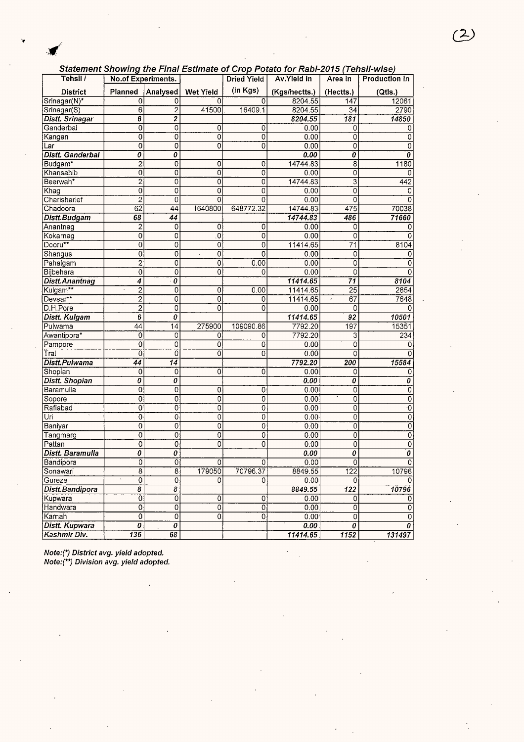***Statement Showing the Final Estimate of Crop Potato for Rabi-2015 (Tehsil-wise)***

| Tehsil / District | No.of Experiments. Planned | Analysed | Wet Yield | Dried Yield (in Kgs) | Av.Yield in (Kgs/hectts.) | Area in (Hectts.) | Production in (Qtls.) |
|---|---|---|---|---|---|---|---|
| Srinagar(N)* | 0 | 0 | 0 | 0 | 8204.55 | 147 | 12061 |
| Srinagar(S) | 6 | 2 | 41500 | 16409.1 | 8204.55 | 34 | 2790 |
| ***Distt. Srinagar*** | ***6*** | ***2*** | | | ***8204.55*** | ***181*** | ***14850*** |
| Ganderbal | 0 | 0 | 0 | 0 | 0.00 | 0 | 0 |
| Kangan | 0 | 0 | 0 | 0 | 0.00 | 0 | 0 |
| Lar | 0 | 0 | 0 | 0 | 0.00 | 0 | 0 |
| ***Distt. Ganderbal*** | ***0*** | ***0*** | | | ***0.00*** | ***0*** | ***0*** |
| Budgam* | 2 | 0 | 0 | 0 | 14744.83 | 8 | 1180 |
| Khansahib | 0 | 0 | 0 | 0 | 0.00 | 0 | 0 |
| Beerwah* | 2 | 0 | 0 | 0 | 14744.83 | 3 | 442 |
| Khag | 0 | 0 | 0 | 0 | 0.00 | 0 | 0 |
| Charisharief | 2 | 0 | 0 | 0 | 0.00 | 0 | 0 |
| Chadoora | 62 | 44 | 1640800 | 648772.32 | 14744.83 | 475 | 70038 |
| ***Distt.Budgam*** | ***68*** | ***44*** | | | ***14744.83*** | ***486*** | ***71660*** |
| Anantnag | 2 | 0 | 0 | 0 | 0.00 | 0 | 0 |
| Kokarnag | 0 | 0 | 0 | 0 | 0.00 | 0 | 0 |
| Dooru** | 0 | 0 | 0 | 0 | 11414.65 | 71 | 8104 |
| Shangus | 0 | 0 | 0 | 0 | 0.00 | 0 | 0 |
| Pahalgam | 2 | 0 | 0 | 0.00 | 0.00 | 0 | 0 |
| Bijbehara | 0 | 0 | 0 | 0 | 0.00 | 0 | 0 |
| ***Distt.Anantnag*** | ***4*** | ***0*** | | | ***11414.65*** | ***71*** | ***8104*** |
| Kulgam** | 2 | 0 | 0 | 0.00 | 11414.65 | 25 | 2854 |
| Devsar** | 2 | 0 | 0 | 0 | 11414.65 | 67 | 7648 |
| D.H.Pore | 2 | 0 | 0 | 0 | 0.00 | 0 | 0 |
| ***Distt. Kulgam*** | ***6*** | ***0*** | | | ***11414.65*** | ***92*** | ***10501*** |
| Pulwama | 44 | 14 | 275900 | 109090.86 | 7792.20 | 197 | 15351 |
| Awantipora* | 0 | 0 | 0 | 0 | 7792.20 | 3 | 234 |
| Pampore | 0 | 0 | 0 | 0 | 0.00 | 0 | 0 |
| Tral | 0 | 0 | 0 | 0 | 0.00 | 0 | 0 |
| ***Distt.Pulwama*** | ***44*** | ***14*** | | | ***7792.20*** | ***200*** | ***15584*** |
| Shopian | 0 | 0 | 0 | 0 | 0.00 | 0 | 0 |
| ***Distt. Shopian*** | ***0*** | ***0*** | | | ***0.00*** | ***0*** | ***0*** |
| Baramulla | 0 | 0 | 0 | 0 | 0.00 | 0 | 0 |
| Sopore | 0 | 0 | 0 | 0 | 0.00 | 0 | 0 |
| Rafiabad | 0 | 0 | 0 | 0 | 0.00 | 0 | 0 |
| Uri | 0 | 0 | 0 | 0 | 0.00 | 0 | 0 |
| Baniyar | 0 | 0 | 0 | 0 | 0.00 | 0 | 0 |
| Tangmarg | 0 | 0 | 0 | 0 | 0.00 | 0 | 0 |
| Pattan | 0 | 0 | 0 | 0 | 0.00 | 0 | 0 |
| ***Distt. Baramulla*** | ***0*** | ***0*** | | | ***0.00*** | ***0*** | ***0*** |
| Bandipora | 0 | 0 | 0 | 0 | 0.00 | 0 | 0 |
| Sonawari | 8 | 8 | 179050 | 70796.37 | 8849.55 | 122 | 10796 |
| Gureze | 0 | 0 | 0 | 0 | 0.00 | 0 | 0 |
| ***Distt.Bandipora*** | ***8*** | ***8*** | | | ***8849.55*** | ***122*** | ***10796*** |
| Kupwara | 0 | 0 | 0 | 0 | 0.00 | 0 | 0 |
| Handwara | 0 | 0 | 0 | 0 | 0.00 | 0 | 0 |
| Karnah | 0 | 0 | 0 | 0 | 0.00 | 0 | 0 |
| ***Distt. Kupwara*** | ***0*** | ***0*** | | | ***0.00*** | ***0*** | ***0*** |
| ***Kashmir Div.*** | ***136*** | ***68*** | | | ***11414.65*** | ***1152*** | ***131497*** |

*Note:(*) District avg. yield adopted.*
*Note:(**) Division avg. yield adopted.*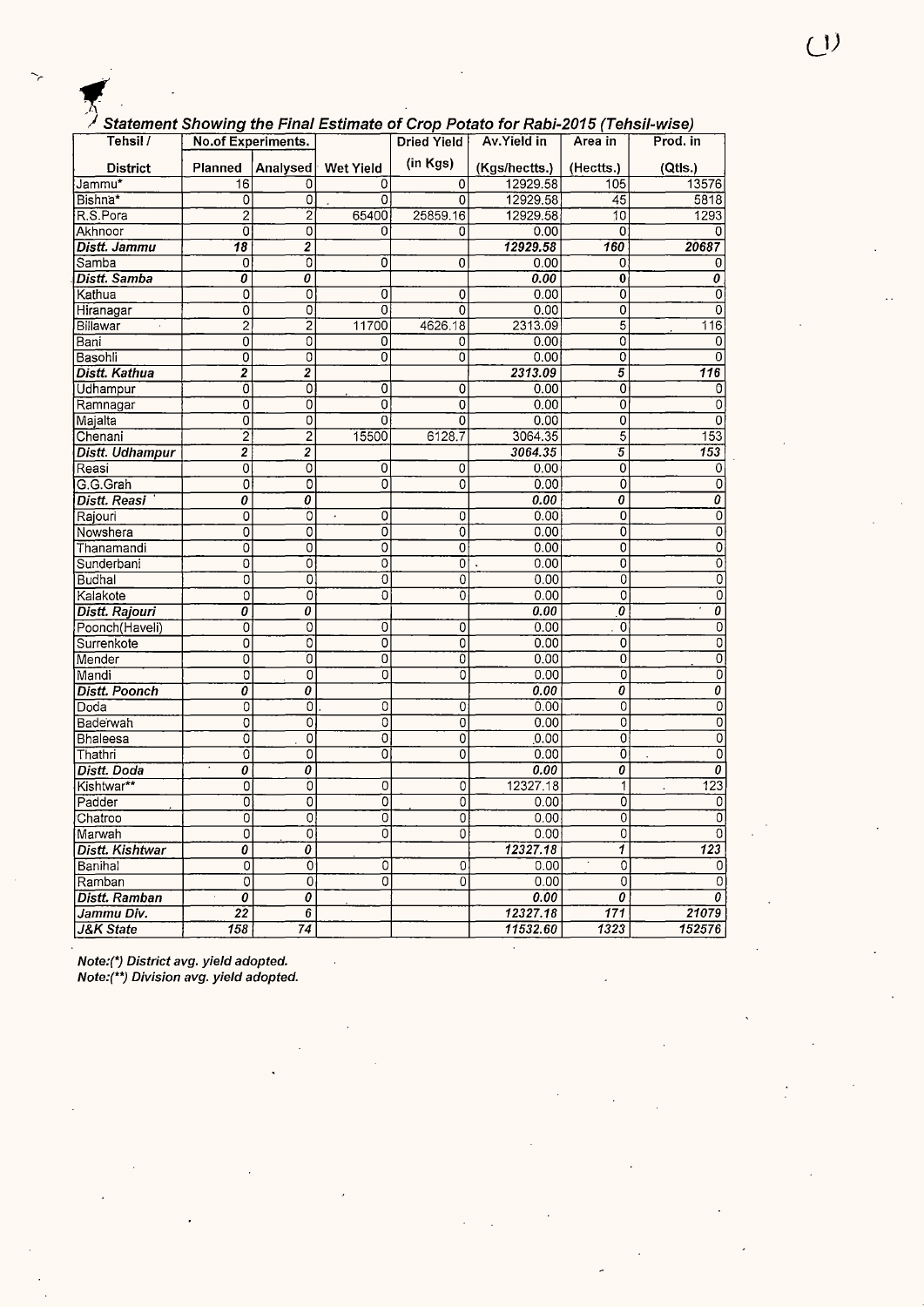## Statement Showing the Final Estimate of Crop Potato for Rabi-2015 (Tehsil-wise)

| Tehsil / District | No.of Experiments. | | Wet Yield | Dried Yield (in Kgs) | Av.Yield in (Kgs/hectts.) | Area in (Hectts.) | Prod. in (Qtls.) |
|---|---|---|---|---|---|---|---|
| | Planned | Analysed | | | | | |
| Jammu* | 16 | 0 | 0 | 0 | 12929.58 | 105 | 13576 |
| Bishna* | 0 | 0 | 0 | 0 | 12929.58 | 45 | 5818 |
| R.S.Pora | 2 | 2 | 65400 | 25859.16 | 12929.58 | 10 | 1293 |
| Akhnoor | 0 | 0 | 0 | 0 | 0.00 | 0 | 0 |
| ***Distt. Jammu*** | ***18*** | ***2*** | | | ***12929.58*** | ***160*** | ***20687*** |
| Samba | 0 | 0 | 0 | 0 | 0.00 | 0 | 0 |
| ***Distt. Samba*** | ***0*** | ***0*** | | | ***0.00*** | ***0*** | ***0*** |
| Kathua | 0 | 0 | 0 | 0 | 0.00 | 0 | 0 |
| Hiranagar | 0 | 0 | 0 | 0 | 0.00 | 0 | 0 |
| Billawar | 2 | 2 | 11700 | 4626.18 | 2313.09 | 5 | 116 |
| Bani | 0 | 0 | 0 | 0 | 0.00 | 0 | 0 |
| Basohli | 0 | 0 | 0 | 0 | 0.00 | 0 | 0 |
| ***Distt. Kathua*** | ***2*** | ***2*** | | | ***2313.09*** | ***5*** | ***116*** |
| Udhampur | 0 | 0 | 0 | 0 | 0.00 | 0 | 0 |
| Ramnagar | 0 | 0 | 0 | 0 | 0.00 | 0 | 0 |
| Majalta | 0 | 0 | 0 | 0 | 0.00 | 0 | 0 |
| Chenani | 2 | 2 | 15500 | 6128.7 | 3064.35 | 5 | 153 |
| ***Distt. Udhampur*** | ***2*** | ***2*** | | | ***3064.35*** | ***5*** | ***153*** |
| Reasi | 0 | 0 | 0 | 0 | 0.00 | 0 | 0 |
| G.G.Grah | 0 | 0 | 0 | 0 | 0.00 | 0 | 0 |
| ***Distt. Reasi*** | ***0*** | ***0*** | | | ***0.00*** | ***0*** | ***0*** |
| Rajouri | 0 | 0 | 0 | 0 | 0.00 | 0 | 0 |
| Nowshera | 0 | 0 | 0 | 0 | 0.00 | 0 | 0 |
| Thanamandi | 0 | 0 | 0 | 0 | 0.00 | 0 | 0 |
| Sunderbani | 0 | 0 | 0 | 0 | 0.00 | 0 | 0 |
| Budhal | 0 | 0 | 0 | 0 | 0.00 | 0 | 0 |
| Kalakote | 0 | 0 | 0 | 0 | 0.00 | 0 | 0 |
| ***Distt. Rajouri*** | ***0*** | ***0*** | | | ***0.00*** | ***0*** | ***0*** |
| Poonch(Haveli) | 0 | 0 | 0 | 0 | 0.00 | 0 | 0 |
| Surrenkote | 0 | 0 | 0 | 0 | 0.00 | 0 | 0 |
| Mender | 0 | 0 | 0 | 0 | 0.00 | 0 | 0 |
| Mandi | 0 | 0 | 0 | 0 | 0.00 | 0 | 0 |
| ***Distt. Poonch*** | ***0*** | ***0*** | | | ***0.00*** | ***0*** | ***0*** |
| Doda | 0 | 0 | 0 | 0 | 0.00 | 0 | 0 |
| Baderwah | 0 | 0 | 0 | 0 | 0.00 | 0 | 0 |
| Bhaleesa | 0 | 0 | 0 | 0 | 0.00 | 0 | 0 |
| Thathri | 0 | 0 | 0 | 0 | 0.00 | 0 | 0 |
| ***Distt. Doda*** | ***0*** | ***0*** | | | ***0.00*** | ***0*** | ***0*** |
| Kishtwar** | 0 | 0 | 0 | 0 | 12327.18 | 1 | 123 |
| Padder | 0 | 0 | 0 | 0 | 0.00 | 0 | 0 |
| Chatroo | 0 | 0 | 0 | 0 | 0.00 | 0 | 0 |
| Marwah | 0 | 0 | 0 | 0 | 0.00 | 0 | 0 |
| ***Distt. Kishtwar*** | ***0*** | ***0*** | | | ***12327.18*** | ***1*** | ***123*** |
| Banihal | 0 | 0 | 0 | 0 | 0.00 | 0 | 0 |
| Ramban | 0 | 0 | 0 | 0 | 0.00 | 0 | 0 |
| ***Distt. Ramban*** | ***0*** | ***0*** | | | ***0.00*** | ***0*** | ***0*** |
| ***Jammu Div.*** | ***22*** | ***6*** | | | ***12327.18*** | ***171*** | ***21079*** |
| ***J&K State*** | ***158*** | ***74*** | | | ***11532.60*** | ***1323*** | ***152576*** |

*Note:(*) District avg. yield adopted.*
*Note:(**) Division avg. yield adopted.*